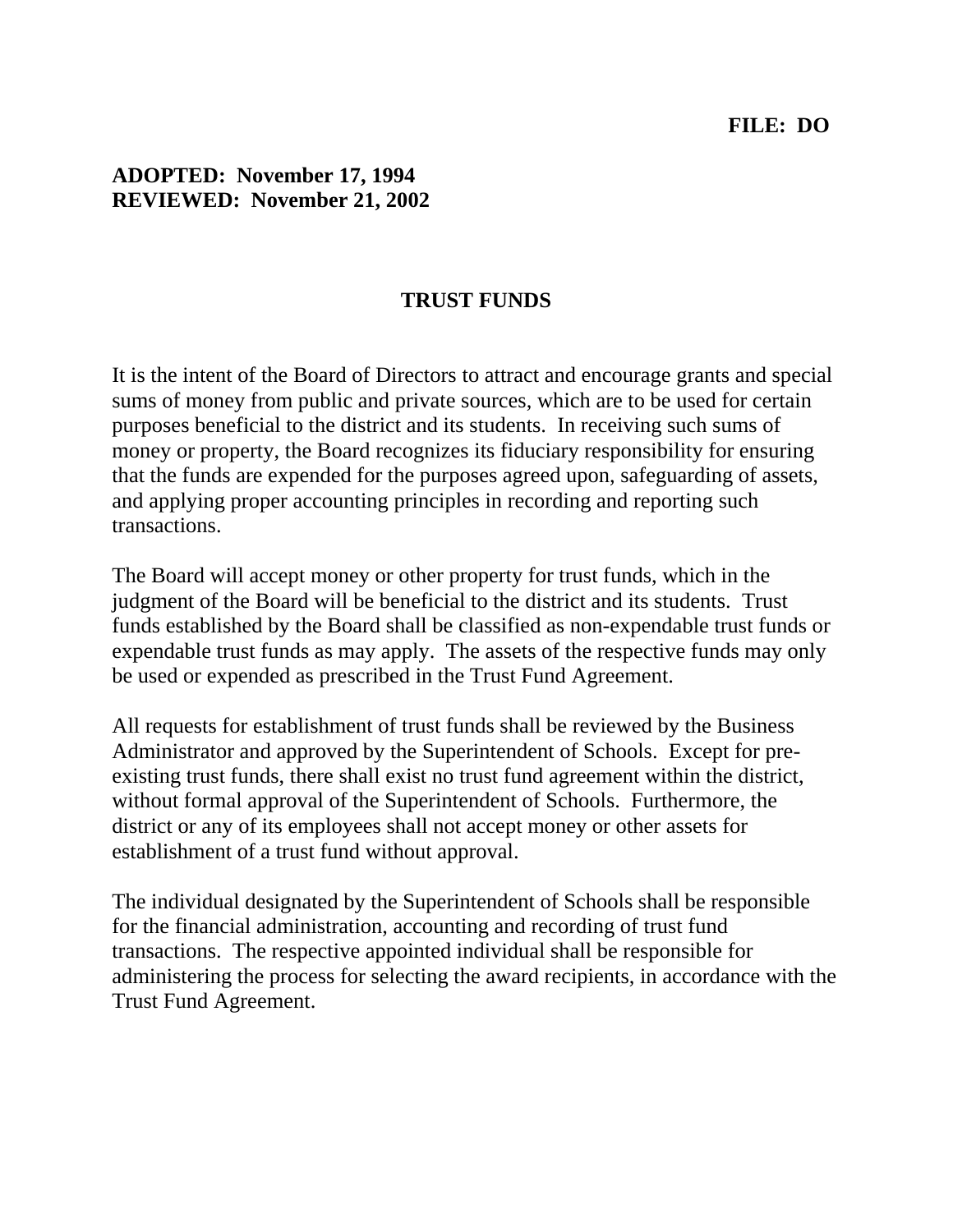**FILE: DO**

**ADOPTED: November 17, 1994**
**REVIEWED: November 21, 2002**

# TRUST FUNDS

It is the intent of the Board of Directors to attract and encourage grants and special sums of money from public and private sources, which are to be used for certain purposes beneficial to the district and its students. In receiving such sums of money or property, the Board recognizes its fiduciary responsibility for ensuring that the funds are expended for the purposes agreed upon, safeguarding of assets, and applying proper accounting principles in recording and reporting such transactions.

The Board will accept money or other property for trust funds, which in the judgment of the Board will be beneficial to the district and its students. Trust funds established by the Board shall be classified as non-expendable trust funds or expendable trust funds as may apply. The assets of the respective funds may only be used or expended as prescribed in the Trust Fund Agreement.

All requests for establishment of trust funds shall be reviewed by the Business Administrator and approved by the Superintendent of Schools. Except for pre-existing trust funds, there shall exist no trust fund agreement within the district, without formal approval of the Superintendent of Schools. Furthermore, the district or any of its employees shall not accept money or other assets for establishment of a trust fund without approval.

The individual designated by the Superintendent of Schools shall be responsible for the financial administration, accounting and recording of trust fund transactions. The respective appointed individual shall be responsible for administering the process for selecting the award recipients, in accordance with the Trust Fund Agreement.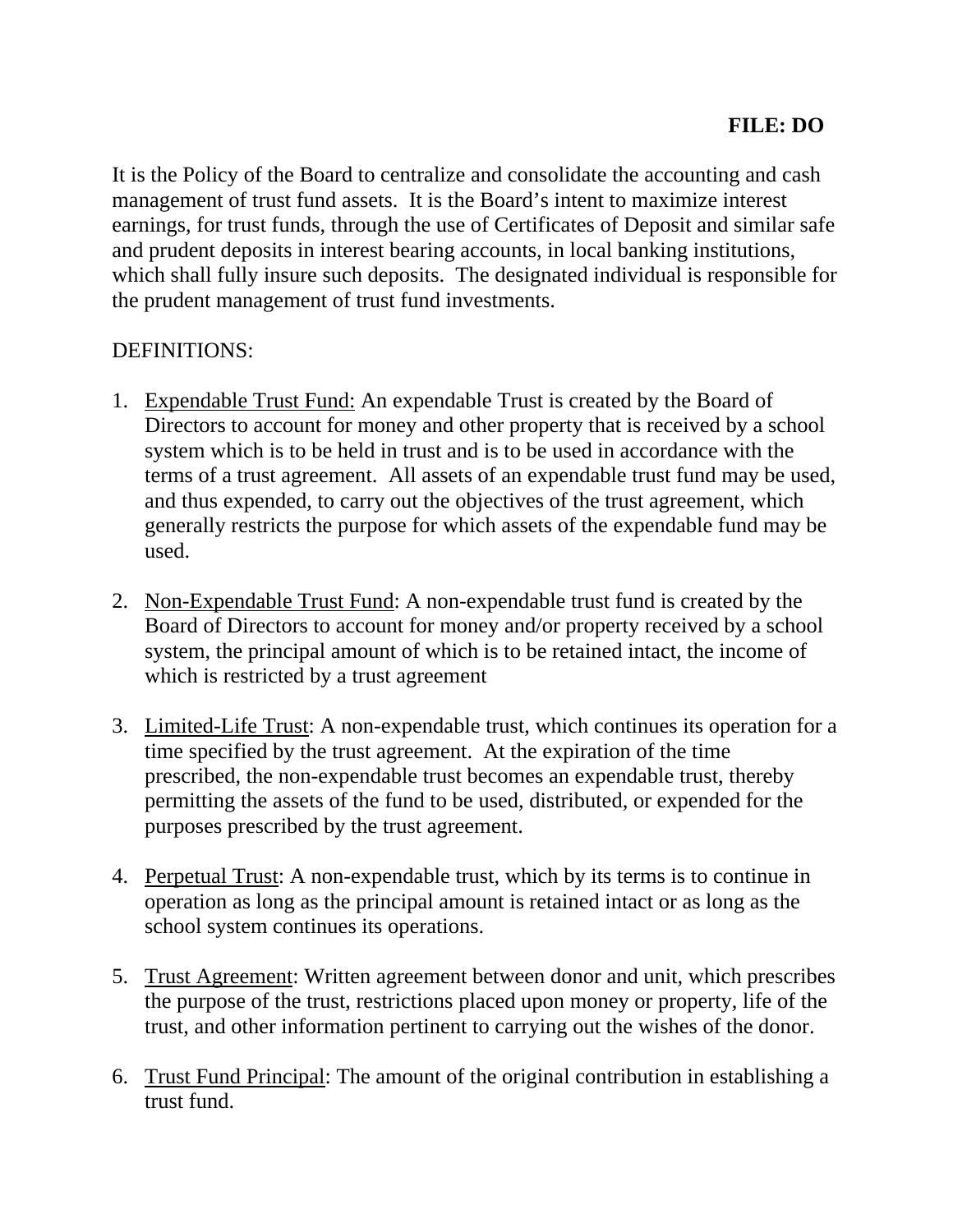**FILE: DO**

It is the Policy of the Board to centralize and consolidate the accounting and cash management of trust fund assets. It is the Board's intent to maximize interest earnings, for trust funds, through the use of Certificates of Deposit and similar safe and prudent deposits in interest bearing accounts, in local banking institutions, which shall fully insure such deposits. The designated individual is responsible for the prudent management of trust fund investments.

DEFINITIONS:

1. Expendable Trust Fund: An expendable Trust is created by the Board of Directors to account for money and other property that is received by a school system which is to be held in trust and is to be used in accordance with the terms of a trust agreement. All assets of an expendable trust fund may be used, and thus expended, to carry out the objectives of the trust agreement, which generally restricts the purpose for which assets of the expendable fund may be used.

2. Non-Expendable Trust Fund: A non-expendable trust fund is created by the Board of Directors to account for money and/or property received by a school system, the principal amount of which is to be retained intact, the income of which is restricted by a trust agreement

3. Limited-Life Trust: A non-expendable trust, which continues its operation for a time specified by the trust agreement. At the expiration of the time prescribed, the non-expendable trust becomes an expendable trust, thereby permitting the assets of the fund to be used, distributed, or expended for the purposes prescribed by the trust agreement.

4. Perpetual Trust: A non-expendable trust, which by its terms is to continue in operation as long as the principal amount is retained intact or as long as the school system continues its operations.

5. Trust Agreement: Written agreement between donor and unit, which prescribes the purpose of the trust, restrictions placed upon money or property, life of the trust, and other information pertinent to carrying out the wishes of the donor.

6. Trust Fund Principal: The amount of the original contribution in establishing a trust fund.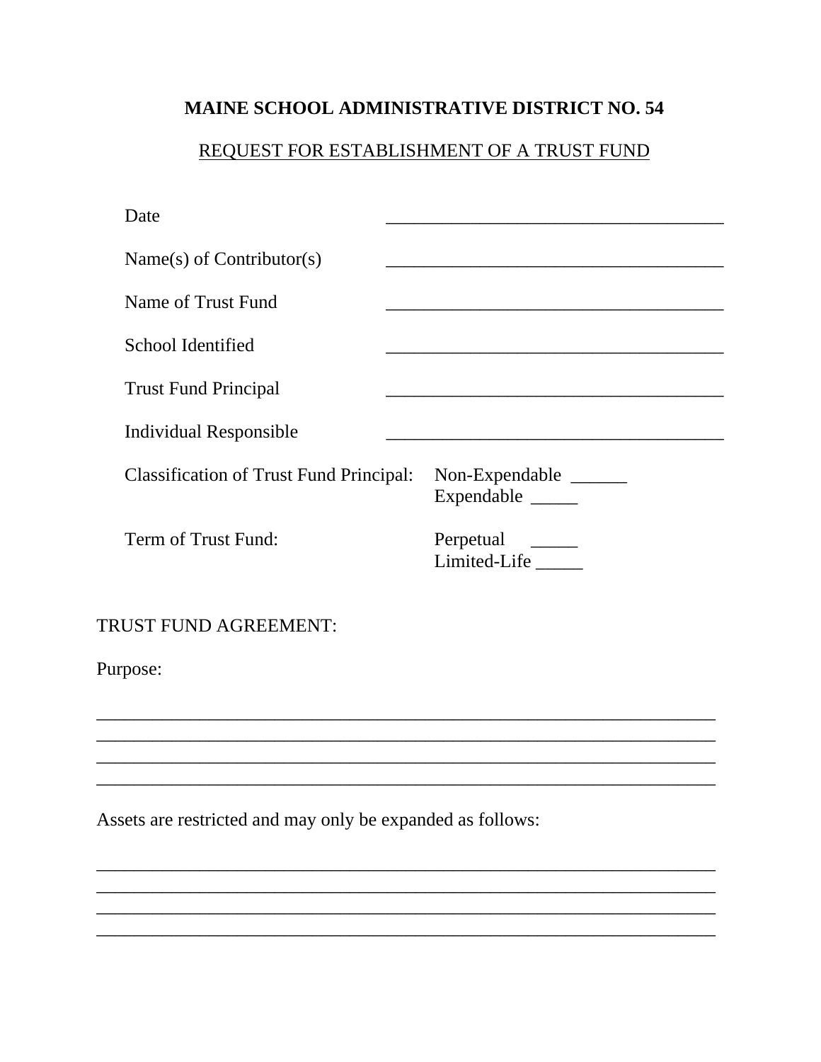# MAINE SCHOOL ADMINISTRATIVE DISTRICT NO. 54

## REQUEST FOR ESTABLISHMENT OF A TRUST FUND

| | |
|---|---|
| Date | _____________________________________ |
| Name(s) of Contributor(s) | _____________________________________ |
| Name of Trust Fund | _____________________________________ |
| School Identified | _____________________________________ |
| Trust Fund Principal | _____________________________________ |
| Individual Responsible | _____________________________________ |
| Classification of Trust Fund Principal: | Non-Expendable ______<br>Expendable _____ |
| Term of Trust Fund: | Perpetual _____<br>Limited-Life _____ |

TRUST FUND AGREEMENT:

Purpose:

_________________________________________________________________
_________________________________________________________________
_________________________________________________________________
_________________________________________________________________

Assets are restricted and may only be expanded as follows:

_________________________________________________________________
_________________________________________________________________
_________________________________________________________________
_________________________________________________________________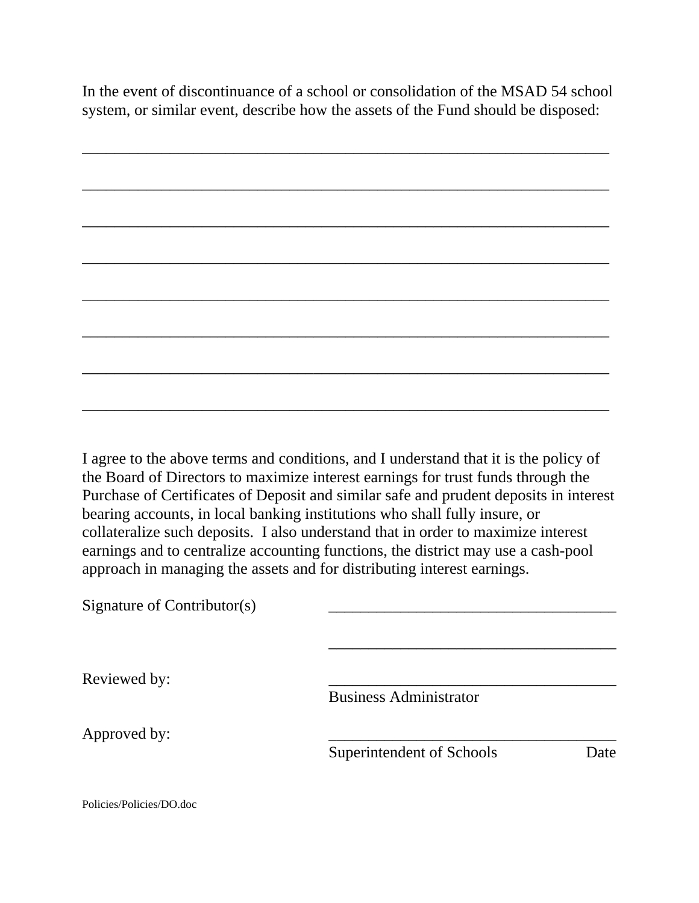In the event of discontinuance of a school or consolidation of the MSAD 54 school system, or similar event, describe how the assets of the Fund should be disposed:

_______________________________________________________________

_______________________________________________________________

_______________________________________________________________

_______________________________________________________________

_______________________________________________________________

_______________________________________________________________

_______________________________________________________________

_______________________________________________________________

I agree to the above terms and conditions, and I understand that it is the policy of the Board of Directors to maximize interest earnings for trust funds through the Purchase of Certificates of Deposit and similar safe and prudent deposits in interest bearing accounts, in local banking institutions who shall fully insure, or collateralize such deposits. I also understand that in order to maximize interest earnings and to centralize accounting functions, the district may use a cash-pool approach in managing the assets and for distributing interest earnings.

Signature of Contributor(s) ___________________________________

___________________________________

Reviewed by: ___________________________________
Business Administrator

Approved by: ___________________________________
Superintendent of Schools Date

Policies/Policies/DO.doc